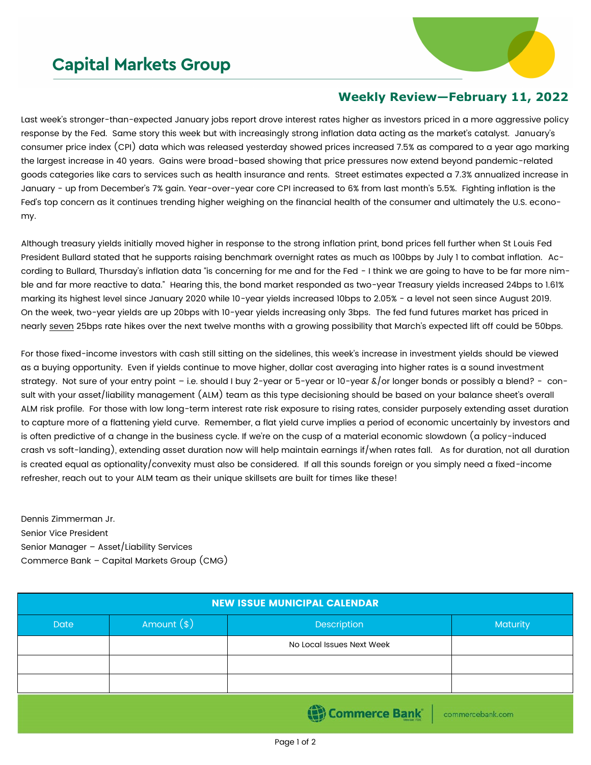# Capital Markets Group

## Weekly Review—February 11, 2022

Last week's stronger-than-expected January jobs report drove interest rates higher as investors priced in a more aggressive policy response by the Fed. Same story this week but with increasingly strong inflation data acting as the market's catalyst. January's consumer price index (CPI) data which was released yesterday showed prices increased 7.5% as compared to a year ago marking the largest increase in 40 years. Gains were broad-based showing that price pressures now extend beyond pandemic-related goods categories like cars to services such as health insurance and rents. Street estimates expected a 7.3% annualized increase in January - up from December's 7% gain. Year-over-year core CPI increased to 6% from last month's 5.5%. Fighting inflation is the Fed's top concern as it continues trending higher weighing on the financial health of the consumer and ultimately the U.S. economy.

Although treasury yields initially moved higher in response to the strong inflation print, bond prices fell further when St Louis Fed President Bullard stated that he supports raising benchmark overnight rates as much as 100bps by July 1 to combat inflation. According to Bullard, Thursday's inflation data "is concerning for me and for the Fed - I think we are going to have to be far more nimble and far more reactive to data." Hearing this, the bond market responded as two-year Treasury yields increased 24bps to 1.61% marking its highest level since January 2020 while 10-year yields increased 10bps to 2.05% - a level not seen since August 2019. On the week, two-year yields are up 20bps with 10-year yields increasing only 3bps. The fed fund futures market has priced in nearly <u>seven</u> 25bps rate hikes over the next twelve months with a growing possibility that March's expected lift off could be 50bps.

For those fixed-income investors with cash still sitting on the sidelines, this week's increase in investment yields should be viewed as a buying opportunity. Even if yields continue to move higher, dollar cost averaging into higher rates is a sound investment strategy. Not sure of your entry point – i.e. should I buy 2-year or 5-year or 10-year &/or longer bonds or possibly a blend? - consult with your asset/liability management (ALM) team as this type decisioning should be based on your balance sheet's overall ALM risk profile. For those with low long-term interest rate risk exposure to rising rates, consider purposely extending asset duration to capture more of a flattening yield curve. Remember, a flat yield curve implies a period of economic uncertainly by investors and is often predictive of a change in the business cycle. If we're on the cusp of a material economic slowdown (a policy-induced crash vs soft-landing), extending asset duration now will help maintain earnings if/when rates fall. As for duration, not all duration is created equal as optionality/convexity must also be considered. If all this sounds foreign or you simply need a fixed-income refresher, reach out to your ALM team as their unique skillsets are built for times like these!

Dennis Zimmerman Jr.
Senior Vice President
Senior Manager – Asset/Liability Services
Commerce Bank – Capital Markets Group (CMG)

| NEW ISSUE MUNICIPAL CALENDAR | | | |
|---|---|---|---|
| Date | Amount ($) | Description | Maturity |
| | | No Local Issues Next Week | |
| | | | |
| | | | |

Commerce Bank | commercebank.com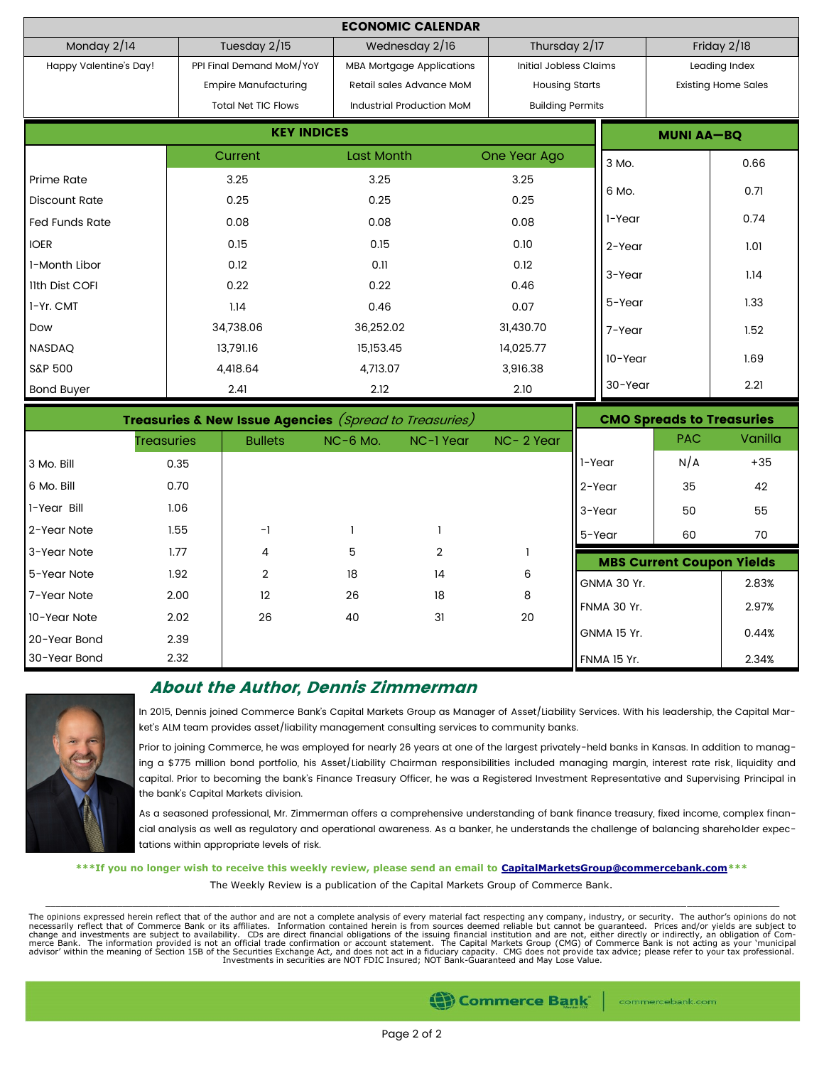## ECONOMIC CALENDAR

| Monday 2/14 | Tuesday 2/15 | Wednesday 2/16 | Thursday 2/17 | Friday 2/18 |
|---|---|---|---|---|
| Happy Valentine's Day! | PPI Final Demand MoM/YoY | MBA Mortgage Applications | Initial Jobless Claims | Leading Index |
| | Empire Manufacturing | Retail sales Advance MoM | Housing Starts | Existing Home Sales |
| | Total Net TIC Flows | Industrial Production MoM | Building Permits | |

## KEY INDICES

| | Current | Last Month | One Year Ago |
|---|---|---|---|
| Prime Rate | 3.25 | 3.25 | 3.25 |
| Discount Rate | 0.25 | 0.25 | 0.25 |
| Fed Funds Rate | 0.08 | 0.08 | 0.08 |
| IOER | 0.15 | 0.15 | 0.10 |
| 1-Month Libor | 0.12 | 0.11 | 0.12 |
| 11th Dist COFI | 0.22 | 0.22 | 0.46 |
| 1-Yr. CMT | 1.14 | 0.46 | 0.07 |
| Dow | 34,738.06 | 36,252.02 | 31,430.70 |
| NASDAQ | 13,791.16 | 15,153.45 | 14,025.77 |
| S&P 500 | 4,418.64 | 4,713.07 | 3,916.38 |
| Bond Buyer | 2.41 | 2.12 | 2.10 |

## MUNI AA—BQ

| | |
|---|---|
| 3 Mo. | 0.66 |
| 6 Mo. | 0.71 |
| 1-Year | 0.74 |
| 2-Year | 1.01 |
| 3-Year | 1.14 |
| 5-Year | 1.33 |
| 7-Year | 1.52 |
| 10-Year | 1.69 |
| 30-Year | 2.21 |

## Treasuries & New Issue Agencies *(Spread to Treasuries)*

| | Treasuries | Bullets | NC-6 Mo. | NC-1 Year | NC- 2 Year |
|---|---|---|---|---|---|
| 3 Mo. Bill | 0.35 | | | | |
| 6 Mo. Bill | 0.70 | | | | |
| 1-Year Bill | 1.06 | | | | |
| 2-Year Note | 1.55 | -1 | 1 | 1 | |
| 3-Year Note | 1.77 | 4 | 5 | 2 | 1 |
| 5-Year Note | 1.92 | 2 | 18 | 14 | 6 |
| 7-Year Note | 2.00 | 12 | 26 | 18 | 8 |
| 10-Year Note | 2.02 | 26 | 40 | 31 | 20 |
| 20-Year Bond | 2.39 | | | | |
| 30-Year Bond | 2.32 | | | | |

## CMO Spreads to Treasuries

| | PAC | Vanilla |
|---|---|---|
| 1-Year | N/A | +35 |
| 2-Year | 35 | 42 |
| 3-Year | 50 | 55 |
| 5-Year | 60 | 70 |

## MBS Current Coupon Yields

| | |
|---|---|
| GNMA 30 Yr. | 2.83% |
| FNMA 30 Yr. | 2.97% |
| GNMA 15 Yr. | 0.44% |
| FNMA 15 Yr. | 2.34% |

## *About the Author, Dennis Zimmerman*

In 2015, Dennis joined Commerce Bank's Capital Markets Group as Manager of Asset/Liability Services. With his leadership, the Capital Market's ALM team provides asset/liability management consulting services to community banks.

Prior to joining Commerce, he was employed for nearly 26 years at one of the largest privately-held banks in Kansas. In addition to managing a $775 million bond portfolio, his Asset/Liability Chairman responsibilities included managing margin, interest rate risk, liquidity and capital. Prior to becoming the bank's Finance Treasury Officer, he was a Registered Investment Representative and Supervising Principal in the bank's Capital Markets division.

As a seasoned professional, Mr. Zimmerman offers a comprehensive understanding of bank finance treasury, fixed income, complex financial analysis as well as regulatory and operational awareness. As a banker, he understands the challenge of balancing shareholder expectations within appropriate levels of risk.

**\*\*\*If you no longer wish to receive this weekly review, please send an email to CapitalMarketsGroup@commercebank.com\*\*\***

The Weekly Review is a publication of the Capital Markets Group of Commerce Bank.

The opinions expressed herein reflect that of the author and are not a complete analysis of every material fact respecting any company, industry, or security. The author's opinions do not necessarily reflect that of Commerce Bank or its affiliates. Information contained herein is from sources deemed reliable but cannot be guaranteed. Prices and/or yields are subject to change and investments are subject to availability. CDs are direct financial obligations of the issuing financial institution and are not, either directly or indirectly, an obligation of Commerce Bank. The information provided is not an official trade confirmation or account statement. The Capital Markets Group (CMG) of Commerce Bank is not acting as your 'municipal advisor' within the meaning of Section 15B of the Securities Exchange Act, and does not act in a fiduciary capacity. CMG does not provide tax advice; please refer to your tax professional. Investments in securities are NOT FDIC Insured; NOT Bank-Guaranteed and May Lose Value.

Commerce Bank | commercebank.com